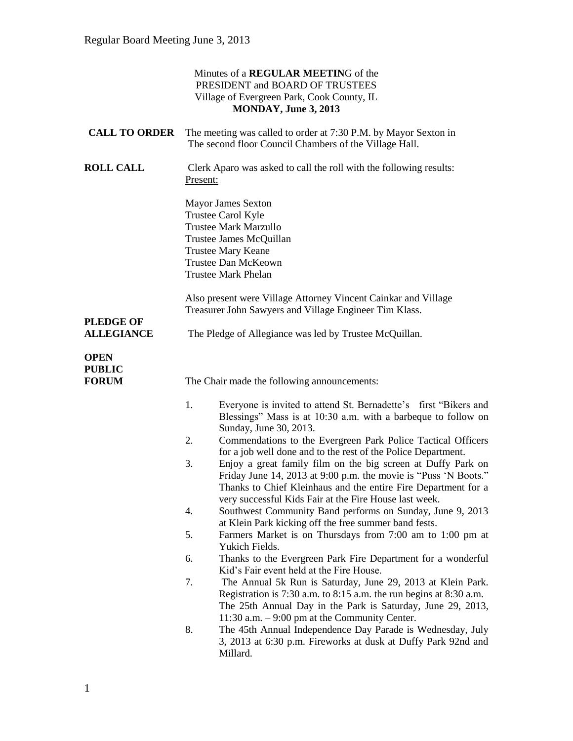Minutes of a **REGULAR MEETIN**G of the
PRESIDENT and BOARD OF TRUSTEES
Village of Evergreen Park, Cook County, IL
**MONDAY, June 3, 2013**

**CALL TO ORDER** The meeting was called to order at 7:30 P.M. by Mayor Sexton in The second floor Council Chambers of the Village Hall.

**ROLL CALL** Clerk Aparo was asked to call the roll with the following results:
Present:

Mayor James Sexton
Trustee Carol Kyle
Trustee Mark Marzullo
Trustee James McQuillan
Trustee Mary Keane
Trustee Dan McKeown
Trustee Mark Phelan

Also present were Village Attorney Vincent Cainkar and Village Treasurer John Sawyers and Village Engineer Tim Klass.

**PLEDGE OF ALLEGIANCE** The Pledge of Allegiance was led by Trustee McQuillan.

**OPEN PUBLIC FORUM** The Chair made the following announcements:

1. Everyone is invited to attend St. Bernadette's first "Bikers and Blessings" Mass is at 10:30 a.m. with a barbeque to follow on Sunday, June 30, 2013.
2. Commendations to the Evergreen Park Police Tactical Officers for a job well done and to the rest of the Police Department.
3. Enjoy a great family film on the big screen at Duffy Park on Friday June 14, 2013 at 9:00 p.m. the movie is "Puss 'N Boots." Thanks to Chief Kleinhaus and the entire Fire Department for a very successful Kids Fair at the Fire House last week.
4. Southwest Community Band performs on Sunday, June 9, 2013 at Klein Park kicking off the free summer band fests.
5. Farmers Market is on Thursdays from 7:00 am to 1:00 pm at Yukich Fields.
6. Thanks to the Evergreen Park Fire Department for a wonderful Kid's Fair event held at the Fire House.
7. The Annual 5k Run is Saturday, June 29, 2013 at Klein Park. Registration is 7:30 a.m. to 8:15 a.m. the run begins at 8:30 a.m. The 25th Annual Day in the Park is Saturday, June 29, 2013, 11:30 a.m. – 9:00 pm at the Community Center.
8. The 45th Annual Independence Day Parade is Wednesday, July 3, 2013 at 6:30 p.m. Fireworks at dusk at Duffy Park 92nd and Millard.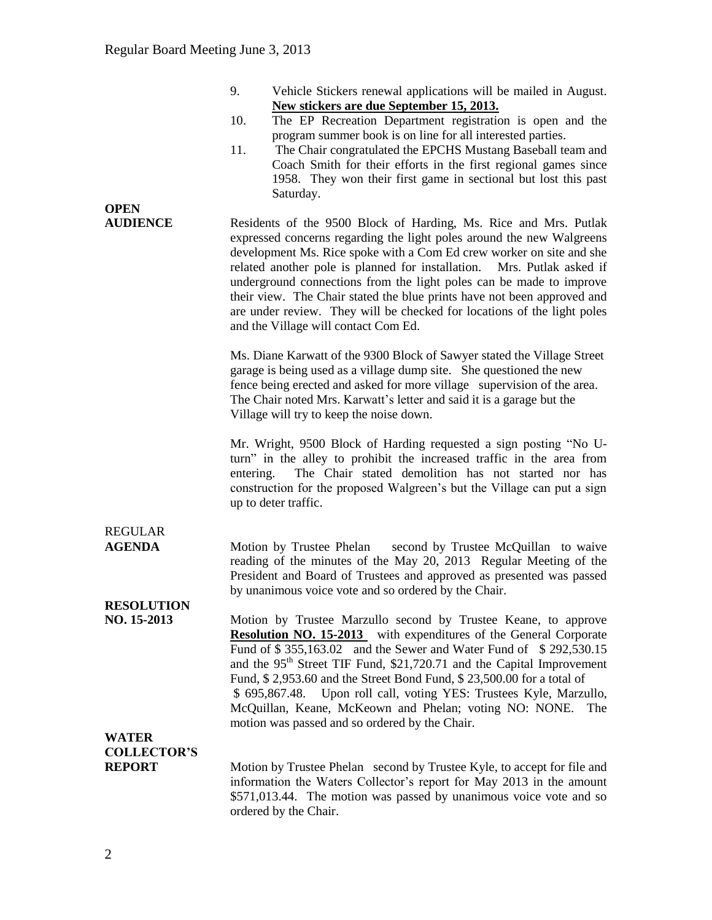9. Vehicle Stickers renewal applications will be mailed in August. **New stickers are due September 15, 2013.**
10. The EP Recreation Department registration is open and the program summer book is on line for all interested parties.
11. The Chair congratulated the EPCHS Mustang Baseball team and Coach Smith for their efforts in the first regional games since 1958. They won their first game in sectional but lost this past Saturday.

**OPEN AUDIENCE**

Residents of the 9500 Block of Harding, Ms. Rice and Mrs. Putlak expressed concerns regarding the light poles around the new Walgreens development Ms. Rice spoke with a Com Ed crew worker on site and she related another pole is planned for installation. Mrs. Putlak asked if underground connections from the light poles can be made to improve their view. The Chair stated the blue prints have not been approved and are under review. They will be checked for locations of the light poles and the Village will contact Com Ed.

Ms. Diane Karwatt of the 9300 Block of Sawyer stated the Village Street garage is being used as a village dump site. She questioned the new fence being erected and asked for more village supervision of the area. The Chair noted Mrs. Karwatt's letter and said it is a garage but the Village will try to keep the noise down.

Mr. Wright, 9500 Block of Harding requested a sign posting "No U-turn" in the alley to prohibit the increased traffic in the area from entering. The Chair stated demolition has not started nor has construction for the proposed Walgreen's but the Village can put a sign up to deter traffic.

REGULAR **AGENDA**

Motion by Trustee Phelan second by Trustee McQuillan to waive reading of the minutes of the May 20, 2013 Regular Meeting of the President and Board of Trustees and approved as presented was passed by unanimous voice vote and so ordered by the Chair.

**RESOLUTION NO. 15-2013**

Motion by Trustee Marzullo second by Trustee Keane, to approve **Resolution NO. 15-2013** with expenditures of the General Corporate Fund of $ 355,163.02 and the Sewer and Water Fund of $ 292,530.15 and the 95th Street TIF Fund, $21,720.71 and the Capital Improvement Fund, $ 2,953.60 and the Street Bond Fund, $ 23,500.00 for a total of $ 695,867.48. Upon roll call, voting YES: Trustees Kyle, Marzullo, McQuillan, Keane, McKeown and Phelan; voting NO: NONE. The motion was passed and so ordered by the Chair.

**WATER COLLECTOR'S REPORT**

Motion by Trustee Phelan second by Trustee Kyle, to accept for file and information the Waters Collector's report for May 2013 in the amount $571,013.44. The motion was passed by unanimous voice vote and so ordered by the Chair.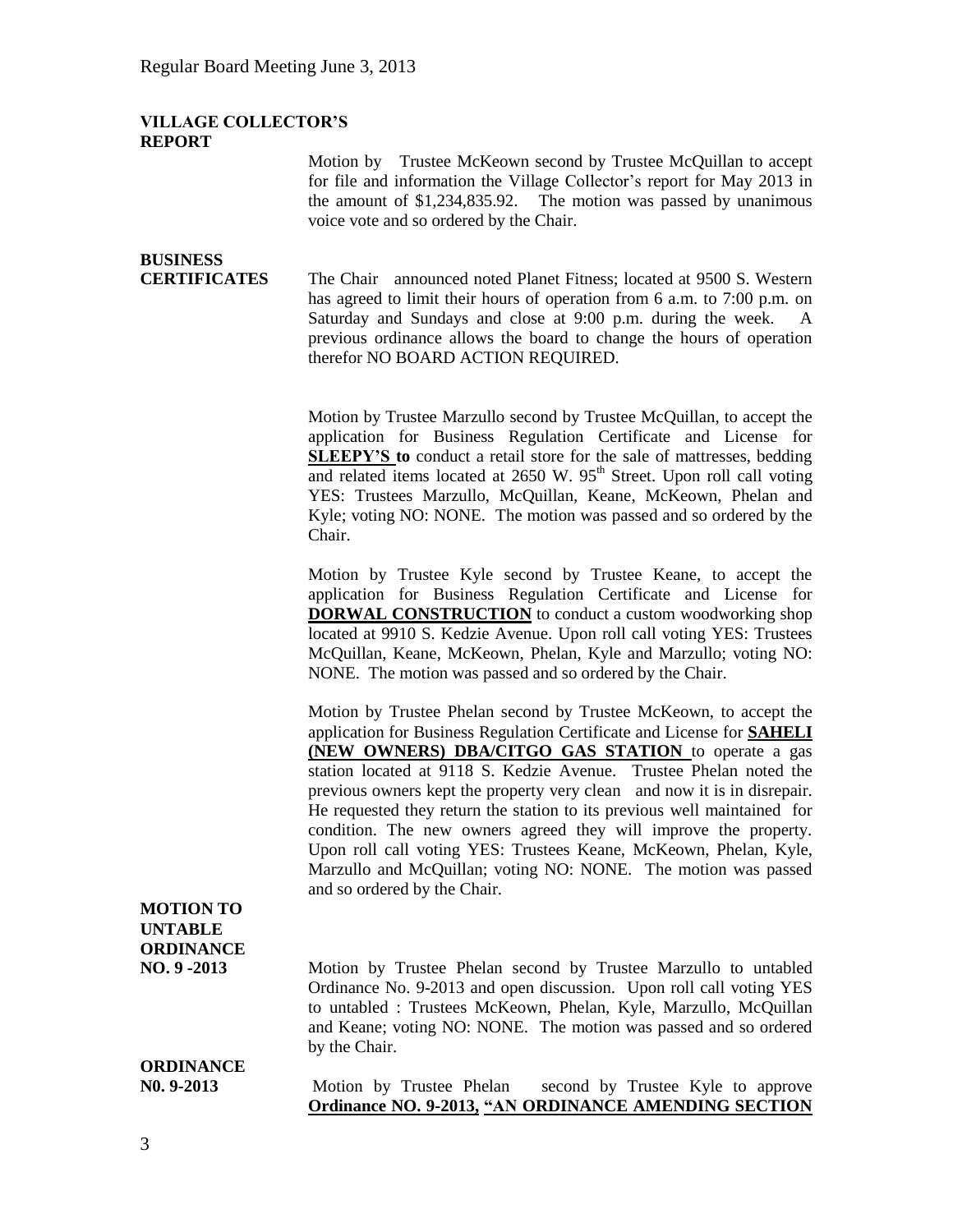**VILLAGE COLLECTOR'S REPORT**

Motion by Trustee McKeown second by Trustee McQuillan to accept for file and information the Village Collector's report for May 2013 in the amount of $1,234,835.92. The motion was passed by unanimous voice vote and so ordered by the Chair.

**BUSINESS CERTIFICATES**

The Chair announced noted Planet Fitness; located at 9500 S. Western has agreed to limit their hours of operation from 6 a.m. to 7:00 p.m. on Saturday and Sundays and close at 9:00 p.m. during the week. A previous ordinance allows the board to change the hours of operation therefor NO BOARD ACTION REQUIRED.

Motion by Trustee Marzullo second by Trustee McQuillan, to accept the application for Business Regulation Certificate and License for **SLEEPY'S to** conduct a retail store for the sale of mattresses, bedding and related items located at 2650 W. 95th Street. Upon roll call voting YES: Trustees Marzullo, McQuillan, Keane, McKeown, Phelan and Kyle; voting NO: NONE. The motion was passed and so ordered by the Chair.

Motion by Trustee Kyle second by Trustee Keane, to accept the application for Business Regulation Certificate and License for **DORWAL CONSTRUCTION** to conduct a custom woodworking shop located at 9910 S. Kedzie Avenue. Upon roll call voting YES: Trustees McQuillan, Keane, McKeown, Phelan, Kyle and Marzullo; voting NO: NONE. The motion was passed and so ordered by the Chair.

Motion by Trustee Phelan second by Trustee McKeown, to accept the application for Business Regulation Certificate and License for **SAHELI (NEW OWNERS) DBA/CITGO GAS STATION** to operate a gas station located at 9118 S. Kedzie Avenue. Trustee Phelan noted the previous owners kept the property very clean and now it is in disrepair. He requested they return the station to its previous well maintained for condition. The new owners agreed they will improve the property. Upon roll call voting YES: Trustees Keane, McKeown, Phelan, Kyle, Marzullo and McQuillan; voting NO: NONE. The motion was passed and so ordered by the Chair.

**MOTION TO UNTABLE ORDINANCE NO. 9 -2013**

Motion by Trustee Phelan second by Trustee Marzullo to untabled Ordinance No. 9-2013 and open discussion. Upon roll call voting YES to untabled : Trustees McKeown, Phelan, Kyle, Marzullo, McQuillan and Keane; voting NO: NONE. The motion was passed and so ordered by the Chair.

**ORDINANCE N0. 9-2013**

Motion by Trustee Phelan second by Trustee Kyle to approve **Ordinance NO. 9-2013, "AN ORDINANCE AMENDING SECTION**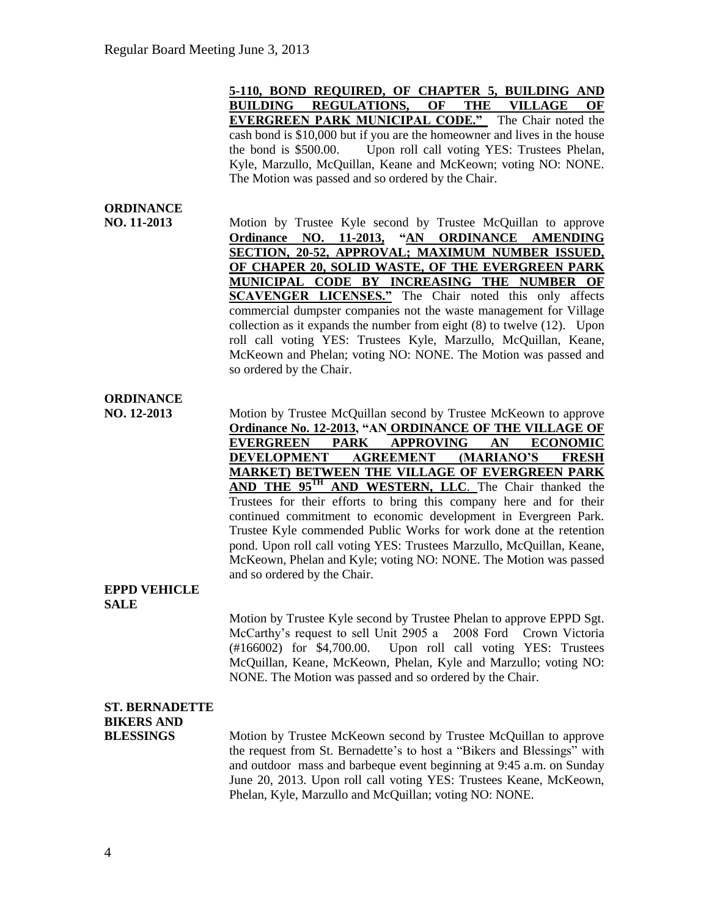**5-110, BOND REQUIRED, OF CHAPTER 5, BUILDING AND BUILDING REGULATIONS, OF THE VILLAGE OF EVERGREEN PARK MUNICIPAL CODE."** The Chair noted the cash bond is $10,000 but if you are the homeowner and lives in the house the bond is $500.00. Upon roll call voting YES: Trustees Phelan, Kyle, Marzullo, McQuillan, Keane and McKeown; voting NO: NONE. The Motion was passed and so ordered by the Chair.

**ORDINANCE NO. 11-2013**

Motion by Trustee Kyle second by Trustee McQuillan to approve **Ordinance NO. 11-2013, "AN ORDINANCE AMENDING SECTION, 20-52, APPROVAL; MAXIMUM NUMBER ISSUED, OF CHAPER 20, SOLID WASTE, OF THE EVERGREEN PARK MUNICIPAL CODE BY INCREASING THE NUMBER OF SCAVENGER LICENSES."** The Chair noted this only affects commercial dumpster companies not the waste management for Village collection as it expands the number from eight (8) to twelve (12). Upon roll call voting YES: Trustees Kyle, Marzullo, McQuillan, Keane, McKeown and Phelan; voting NO: NONE. The Motion was passed and so ordered by the Chair.

**ORDINANCE NO. 12-2013**

Motion by Trustee McQuillan second by Trustee McKeown to approve **Ordinance No. 12-2013, "AN ORDINANCE OF THE VILLAGE OF EVERGREEN PARK APPROVING AN ECONOMIC DEVELOPMENT AGREEMENT (MARIANO'S FRESH MARKET) BETWEEN THE VILLAGE OF EVERGREEN PARK AND THE 95TH AND WESTERN, LLC**. The Chair thanked the Trustees for their efforts to bring this company here and for their continued commitment to economic development in Evergreen Park. Trustee Kyle commended Public Works for work done at the retention pond. Upon roll call voting YES: Trustees Marzullo, McQuillan, Keane, McKeown, Phelan and Kyle; voting NO: NONE. The Motion was passed and so ordered by the Chair.

**EPPD VEHICLE SALE**

Motion by Trustee Kyle second by Trustee Phelan to approve EPPD Sgt. McCarthy's request to sell Unit 2905 a 2008 Ford Crown Victoria (#166002) for $4,700.00. Upon roll call voting YES: Trustees McQuillan, Keane, McKeown, Phelan, Kyle and Marzullo; voting NO: NONE. The Motion was passed and so ordered by the Chair.

**ST. BERNADETTE BIKERS AND BLESSINGS**

Motion by Trustee McKeown second by Trustee McQuillan to approve the request from St. Bernadette's to host a "Bikers and Blessings" with and outdoor mass and barbeque event beginning at 9:45 a.m. on Sunday June 20, 2013. Upon roll call voting YES: Trustees Keane, McKeown, Phelan, Kyle, Marzullo and McQuillan; voting NO: NONE.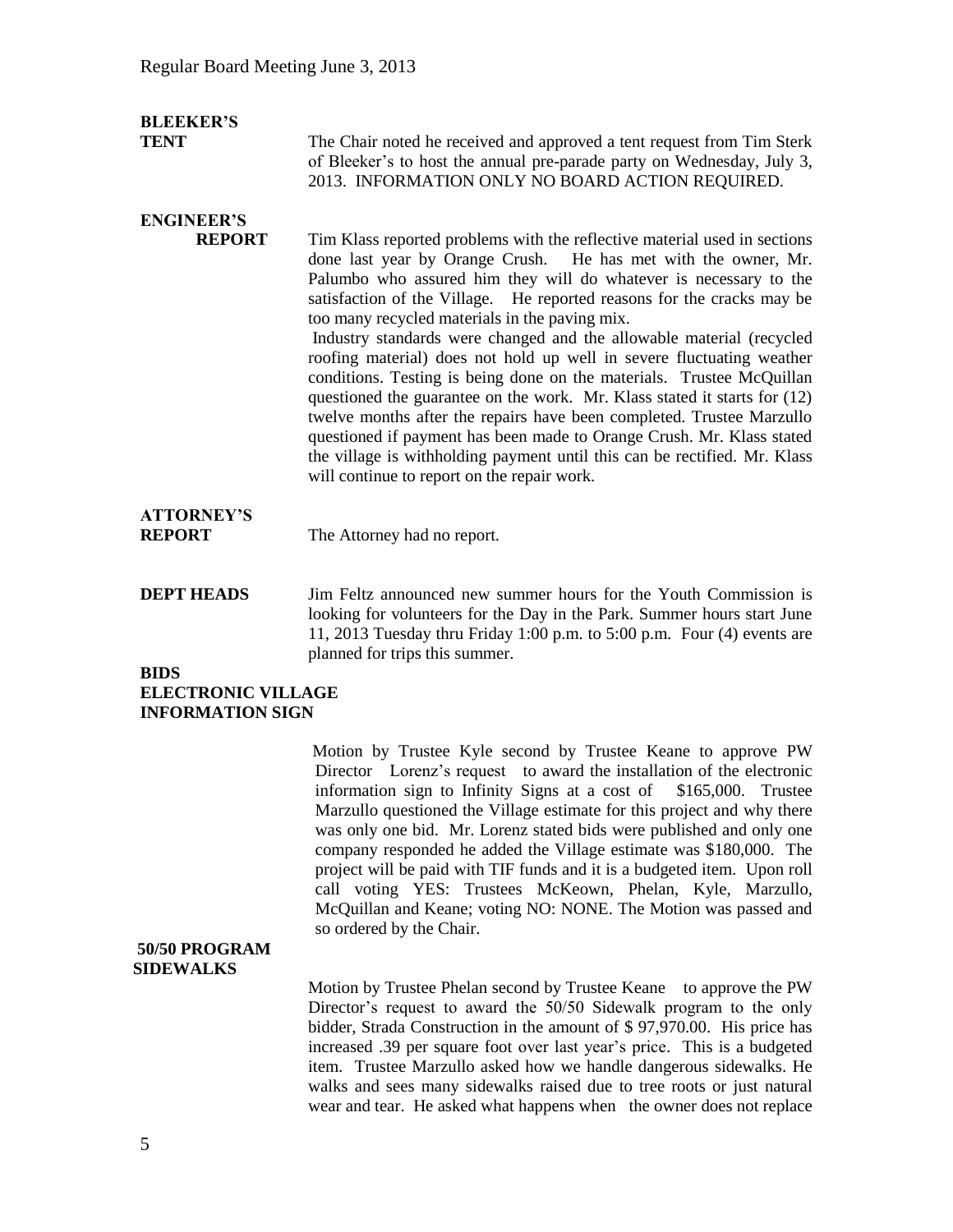**BLEEKER'S TENT**

The Chair noted he received and approved a tent request from Tim Sterk of Bleeker's to host the annual pre-parade party on Wednesday, July 3, 2013. INFORMATION ONLY NO BOARD ACTION REQUIRED.

**ENGINEER'S REPORT**

Tim Klass reported problems with the reflective material used in sections done last year by Orange Crush. He has met with the owner, Mr. Palumbo who assured him they will do whatever is necessary to the satisfaction of the Village. He reported reasons for the cracks may be too many recycled materials in the paving mix.

Industry standards were changed and the allowable material (recycled roofing material) does not hold up well in severe fluctuating weather conditions. Testing is being done on the materials. Trustee McQuillan questioned the guarantee on the work. Mr. Klass stated it starts for (12) twelve months after the repairs have been completed. Trustee Marzullo questioned if payment has been made to Orange Crush. Mr. Klass stated the village is withholding payment until this can be rectified. Mr. Klass will continue to report on the repair work.

**ATTORNEY'S REPORT**

The Attorney had no report.

**DEPT HEADS**

Jim Feltz announced new summer hours for the Youth Commission is looking for volunteers for the Day in the Park. Summer hours start June 11, 2013 Tuesday thru Friday 1:00 p.m. to 5:00 p.m. Four (4) events are planned for trips this summer.

**BIDS**

**ELECTRONIC VILLAGE INFORMATION SIGN**

Motion by Trustee Kyle second by Trustee Keane to approve PW Director Lorenz's request to award the installation of the electronic information sign to Infinity Signs at a cost of $165,000. Trustee Marzullo questioned the Village estimate for this project and why there was only one bid. Mr. Lorenz stated bids were published and only one company responded he added the Village estimate was $180,000. The project will be paid with TIF funds and it is a budgeted item. Upon roll call voting YES: Trustees McKeown, Phelan, Kyle, Marzullo, McQuillan and Keane; voting NO: NONE. The Motion was passed and so ordered by the Chair.

**50/50 PROGRAM SIDEWALKS**

Motion by Trustee Phelan second by Trustee Keane to approve the PW Director's request to award the 50/50 Sidewalk program to the only bidder, Strada Construction in the amount of $ 97,970.00. His price has increased .39 per square foot over last year's price. This is a budgeted item. Trustee Marzullo asked how we handle dangerous sidewalks. He walks and sees many sidewalks raised due to tree roots or just natural wear and tear. He asked what happens when the owner does not replace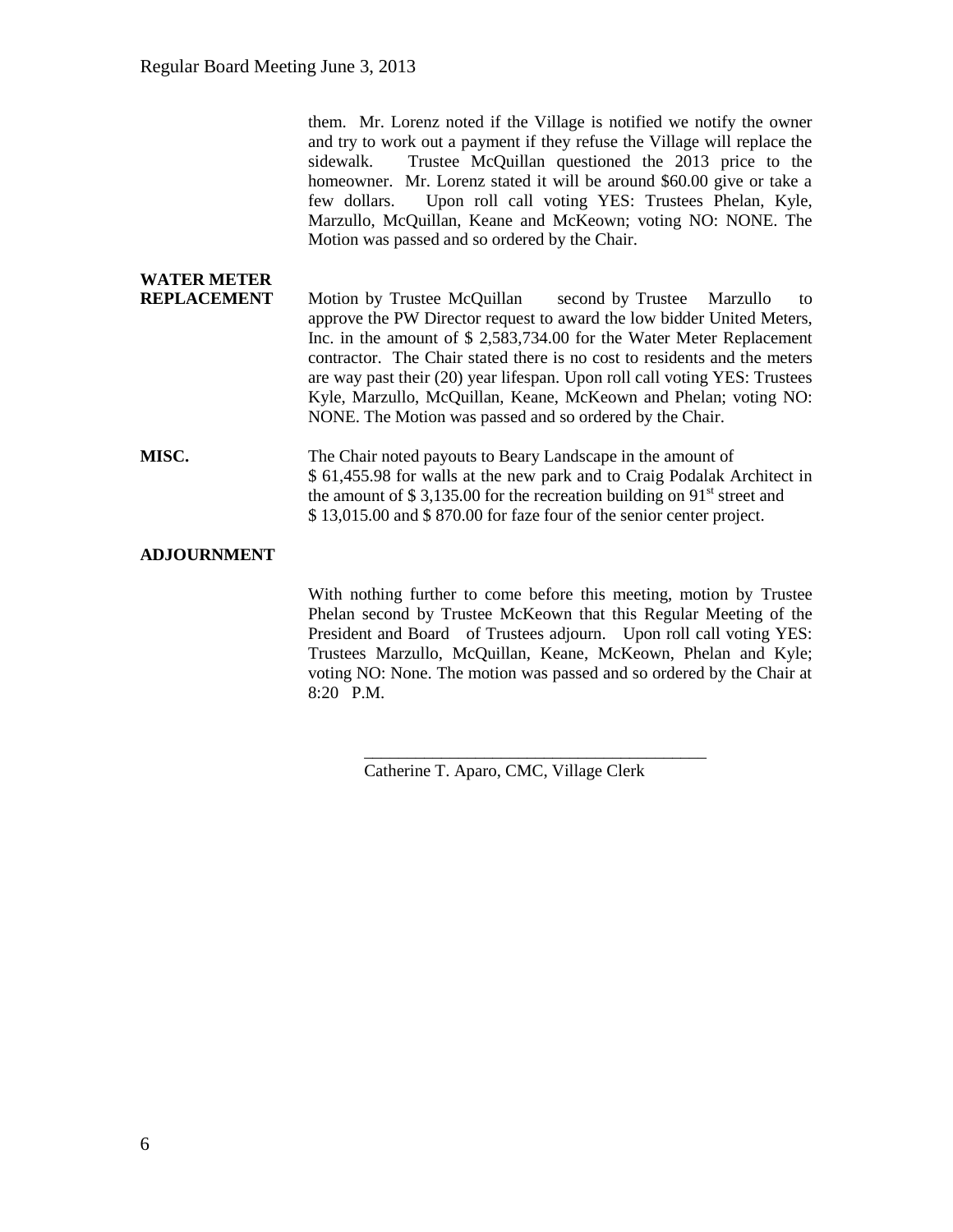them. Mr. Lorenz noted if the Village is notified we notify the owner and try to work out a payment if they refuse the Village will replace the sidewalk. Trustee McQuillan questioned the 2013 price to the homeowner. Mr. Lorenz stated it will be around $60.00 give or take a few dollars. Upon roll call voting YES: Trustees Phelan, Kyle, Marzullo, McQuillan, Keane and McKeown; voting NO: NONE. The Motion was passed and so ordered by the Chair.

**WATER METER REPLACEMENT**

Motion by Trustee McQuillan second by Trustee Marzullo to approve the PW Director request to award the low bidder United Meters, Inc. in the amount of $ 2,583,734.00 for the Water Meter Replacement contractor. The Chair stated there is no cost to residents and the meters are way past their (20) year lifespan. Upon roll call voting YES: Trustees Kyle, Marzullo, McQuillan, Keane, McKeown and Phelan; voting NO: NONE. The Motion was passed and so ordered by the Chair.

**MISC.**

The Chair noted payouts to Beary Landscape in the amount of $ 61,455.98 for walls at the new park and to Craig Podalak Architect in the amount of $ 3,135.00 for the recreation building on 91st street and $ 13,015.00 and $ 870.00 for faze four of the senior center project.

**ADJOURNMENT**

With nothing further to come before this meeting, motion by Trustee Phelan second by Trustee McKeown that this Regular Meeting of the President and Board of Trustees adjourn. Upon roll call voting YES: Trustees Marzullo, McQuillan, Keane, McKeown, Phelan and Kyle; voting NO: None. The motion was passed and so ordered by the Chair at 8:20 P.M.

\_\_\_\_\_\_\_\_\_\_\_\_\_\_\_\_\_\_\_\_\_\_\_\_\_\_\_\_\_\_\_\_\_\_\_\_\_\_\_\_

Catherine T. Aparo, CMC, Village Clerk